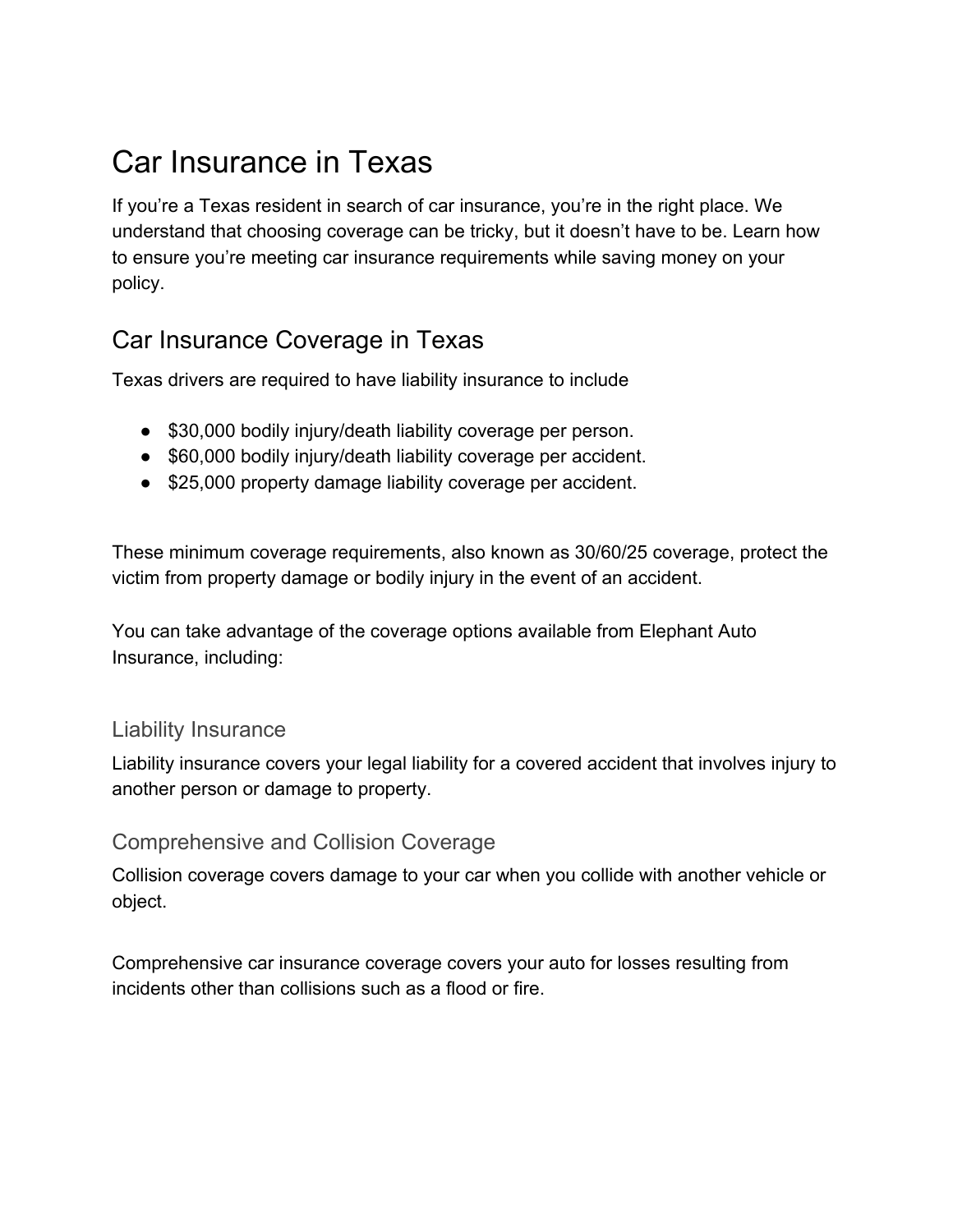# Car Insurance in Texas

If you're a Texas resident in search of car insurance, you're in the right place. We understand that choosing coverage can be tricky, but it doesn't have to be. Learn how to ensure you're meeting car insurance requirements while saving money on your policy.

## Car Insurance Coverage in Texas

Texas drivers are required to have liability insurance to include

- $30,000 bodily injury/death liability coverage per person.
- $60,000 bodily injury/death liability coverage per accident.
- $25,000 property damage liability coverage per accident.

These minimum coverage requirements, also known as 30/60/25 coverage, protect the victim from property damage or bodily injury in the event of an accident.

You can take advantage of the coverage options available from Elephant Auto Insurance, including:

### Liability Insurance

Liability insurance covers your legal liability for a covered accident that involves injury to another person or damage to property.

### Comprehensive and Collision Coverage

Collision coverage covers damage to your car when you collide with another vehicle or object.

Comprehensive car insurance coverage covers your auto for losses resulting from incidents other than collisions such as a flood or fire.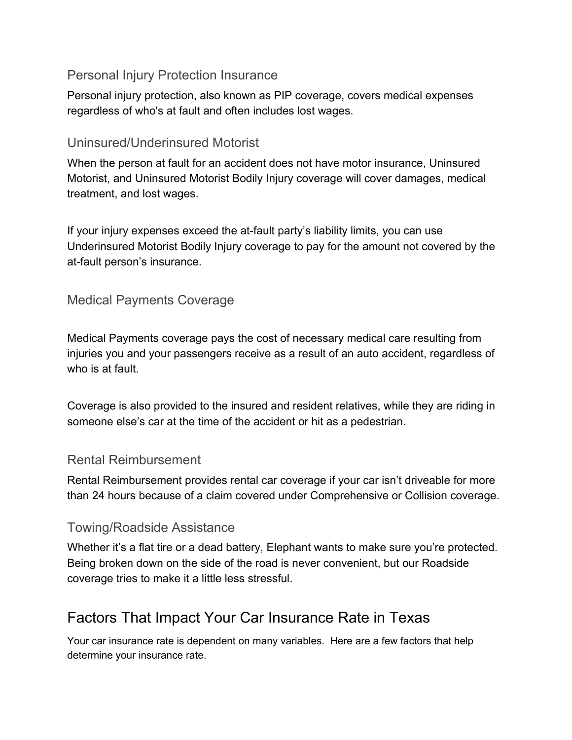### Personal Injury Protection Insurance

Personal injury protection, also known as PIP coverage, covers medical expenses regardless of who's at fault and often includes lost wages.

### Uninsured/Underinsured Motorist

When the person at fault for an accident does not have motor insurance, Uninsured Motorist, and Uninsured Motorist Bodily Injury coverage will cover damages, medical treatment, and lost wages.

If your injury expenses exceed the at-fault party's liability limits, you can use Underinsured Motorist Bodily Injury coverage to pay for the amount not covered by the at-fault person's insurance.

### Medical Payments Coverage

Medical Payments coverage pays the cost of necessary medical care resulting from injuries you and your passengers receive as a result of an auto accident, regardless of who is at fault.

Coverage is also provided to the insured and resident relatives, while they are riding in someone else's car at the time of the accident or hit as a pedestrian.

### Rental Reimbursement

Rental Reimbursement provides rental car coverage if your car isn't driveable for more than 24 hours because of a claim covered under Comprehensive or Collision coverage.

### Towing/Roadside Assistance

Whether it's a flat tire or a dead battery, Elephant wants to make sure you're protected. Being broken down on the side of the road is never convenient, but our Roadside coverage tries to make it a little less stressful.

## Factors That Impact Your Car Insurance Rate in Texas

Your car insurance rate is dependent on many variables. Here are a few factors that help determine your insurance rate.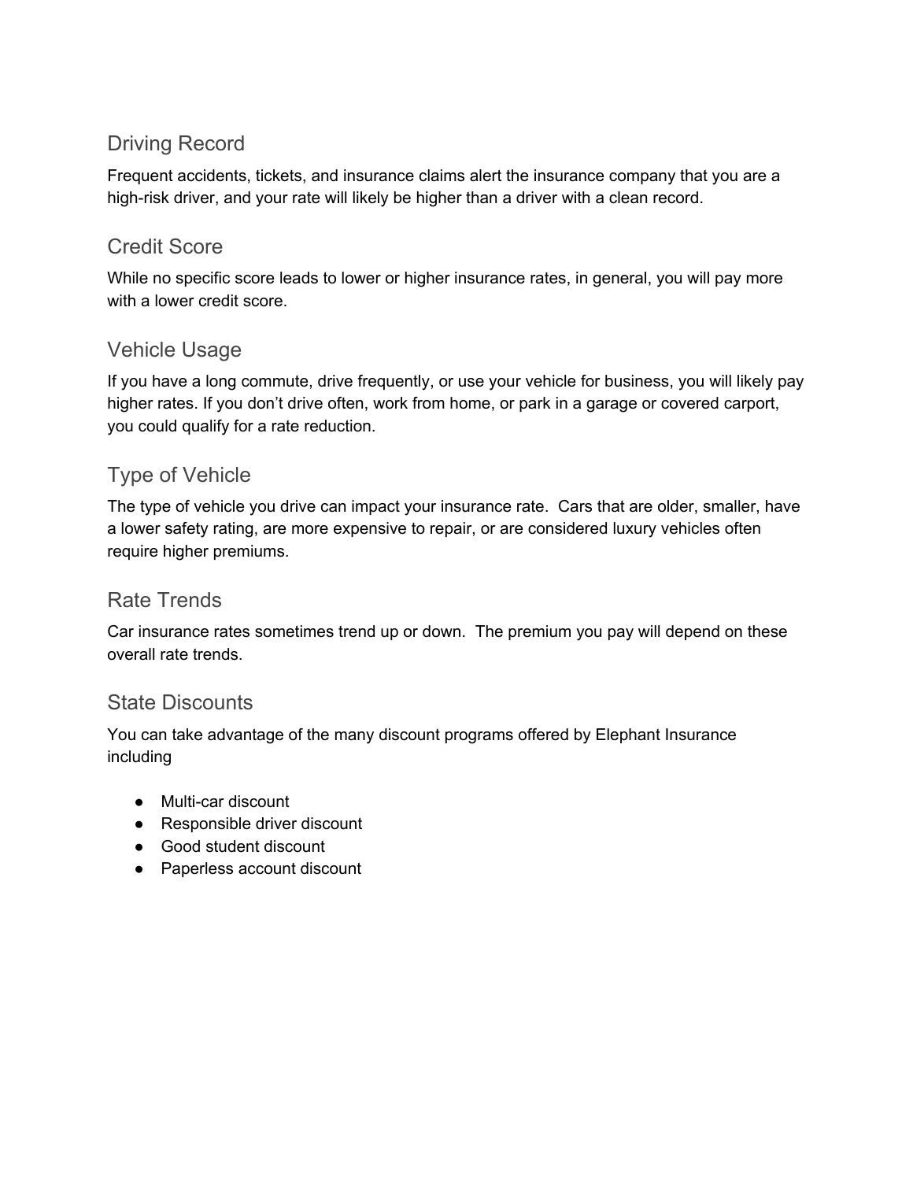## Driving Record

Frequent accidents, tickets, and insurance claims alert the insurance company that you are a high-risk driver, and your rate will likely be higher than a driver with a clean record.

## Credit Score

While no specific score leads to lower or higher insurance rates, in general, you will pay more with a lower credit score.

## Vehicle Usage

If you have a long commute, drive frequently, or use your vehicle for business, you will likely pay higher rates. If you don't drive often, work from home, or park in a garage or covered carport, you could qualify for a rate reduction.

## Type of Vehicle

The type of vehicle you drive can impact your insurance rate. Cars that are older, smaller, have a lower safety rating, are more expensive to repair, or are considered luxury vehicles often require higher premiums.

## Rate Trends

Car insurance rates sometimes trend up or down. The premium you pay will depend on these overall rate trends.

## State Discounts

You can take advantage of the many discount programs offered by Elephant Insurance including

- Multi-car discount
- Responsible driver discount
- Good student discount
- Paperless account discount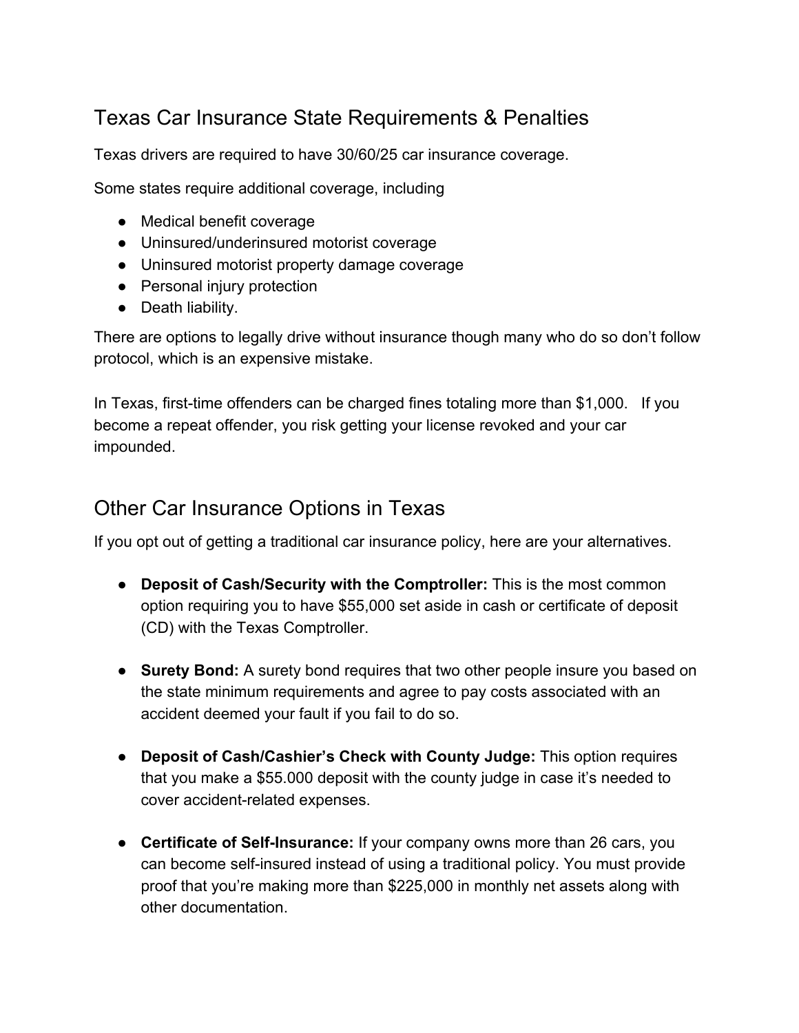## Texas Car Insurance State Requirements & Penalties

Texas drivers are required to have 30/60/25 car insurance coverage.

Some states require additional coverage, including

- Medical benefit coverage
- Uninsured/underinsured motorist coverage
- Uninsured motorist property damage coverage
- Personal injury protection
- Death liability.

There are options to legally drive without insurance though many who do so don't follow protocol, which is an expensive mistake.

In Texas, first-time offenders can be charged fines totaling more than $1,000. If you become a repeat offender, you risk getting your license revoked and your car impounded.

## Other Car Insurance Options in Texas

If you opt out of getting a traditional car insurance policy, here are your alternatives.

- **Deposit of Cash/Security with the Comptroller:** This is the most common option requiring you to have $55,000 set aside in cash or certificate of deposit (CD) with the Texas Comptroller.

- **Surety Bond:** A surety bond requires that two other people insure you based on the state minimum requirements and agree to pay costs associated with an accident deemed your fault if you fail to do so.

- **Deposit of Cash/Cashier's Check with County Judge:** This option requires that you make a $55.000 deposit with the county judge in case it's needed to cover accident-related expenses.

- **Certificate of Self-Insurance:** If your company owns more than 26 cars, you can become self-insured instead of using a traditional policy. You must provide proof that you're making more than $225,000 in monthly net assets along with other documentation.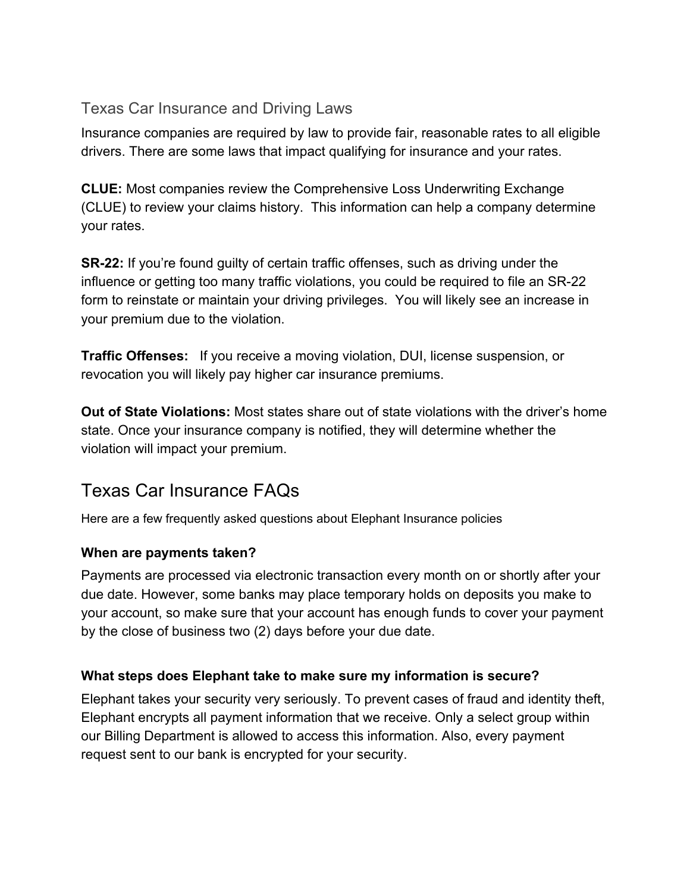## Texas Car Insurance and Driving Laws

Insurance companies are required by law to provide fair, reasonable rates to all eligible drivers. There are some laws that impact qualifying for insurance and your rates.

**CLUE:** Most companies review the Comprehensive Loss Underwriting Exchange (CLUE) to review your claims history. This information can help a company determine your rates.

**SR-22:** If you're found guilty of certain traffic offenses, such as driving under the influence or getting too many traffic violations, you could be required to file an SR-22 form to reinstate or maintain your driving privileges. You will likely see an increase in your premium due to the violation.

**Traffic Offenses:** If you receive a moving violation, DUI, license suspension, or revocation you will likely pay higher car insurance premiums.

**Out of State Violations:** Most states share out of state violations with the driver's home state. Once your insurance company is notified, they will determine whether the violation will impact your premium.

# Texas Car Insurance FAQs

Here are a few frequently asked questions about Elephant Insurance policies

### When are payments taken?

Payments are processed via electronic transaction every month on or shortly after your due date. However, some banks may place temporary holds on deposits you make to your account, so make sure that your account has enough funds to cover your payment by the close of business two (2) days before your due date.

### What steps does Elephant take to make sure my information is secure?

Elephant takes your security very seriously. To prevent cases of fraud and identity theft, Elephant encrypts all payment information that we receive. Only a select group within our Billing Department is allowed to access this information. Also, every payment request sent to our bank is encrypted for your security.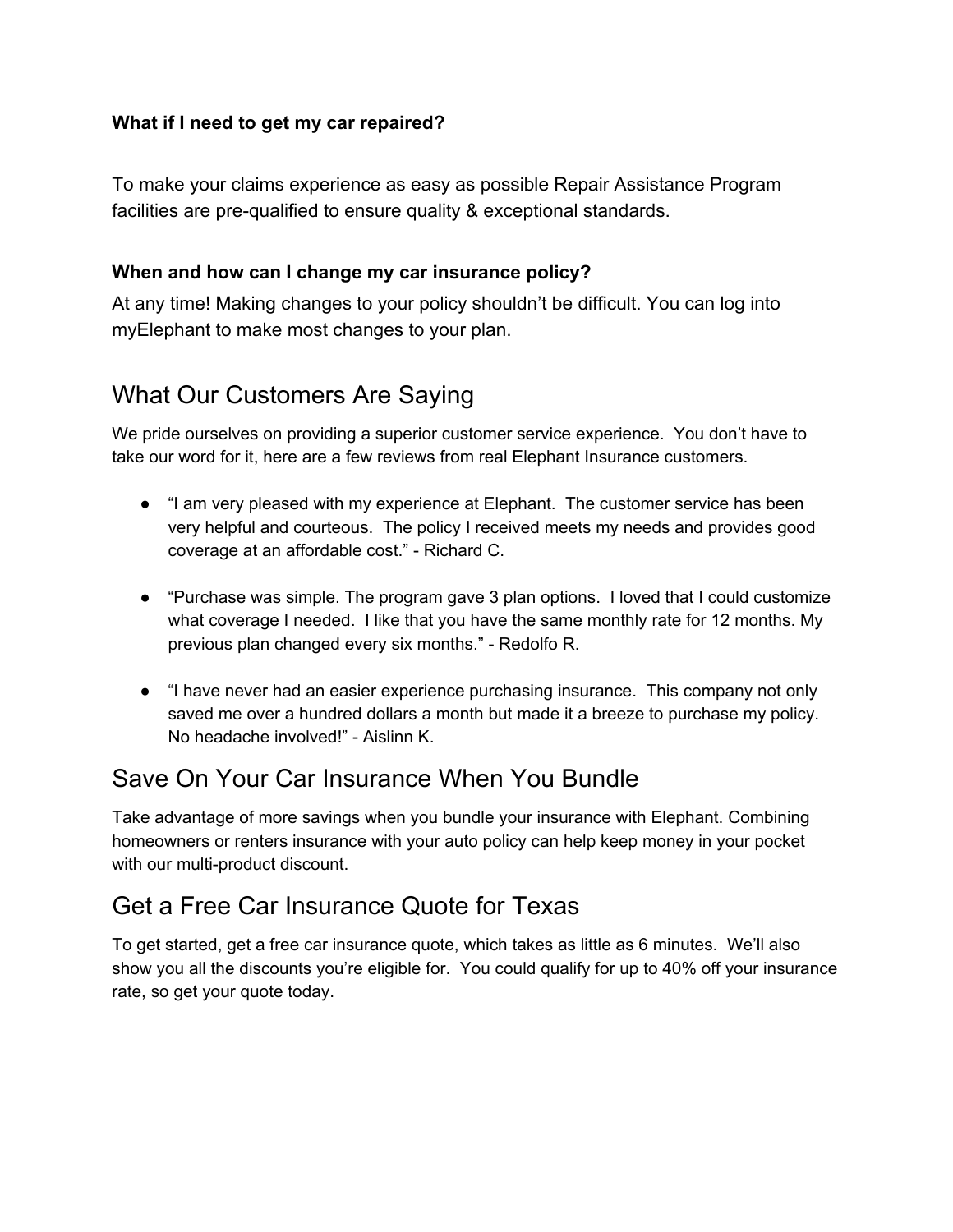**What if I need to get my car repaired?**

To make your claims experience as easy as possible Repair Assistance Program facilities are pre-qualified to ensure quality & exceptional standards.

**When and how can I change my car insurance policy?**

At any time! Making changes to your policy shouldn't be difficult. You can log into myElephant to make most changes to your plan.

## What Our Customers Are Saying

We pride ourselves on providing a superior customer service experience. You don't have to take our word for it, here are a few reviews from real Elephant Insurance customers.

- "I am very pleased with my experience at Elephant. The customer service has been very helpful and courteous. The policy I received meets my needs and provides good coverage at an affordable cost." - Richard C.
- "Purchase was simple. The program gave 3 plan options. I loved that I could customize what coverage I needed. I like that you have the same monthly rate for 12 months. My previous plan changed every six months." - Redolfo R.
- "I have never had an easier experience purchasing insurance. This company not only saved me over a hundred dollars a month but made it a breeze to purchase my policy. No headache involved!" - Aislinn K.

## Save On Your Car Insurance When You Bundle

Take advantage of more savings when you bundle your insurance with Elephant. Combining homeowners or renters insurance with your auto policy can help keep money in your pocket with our multi-product discount.

## Get a Free Car Insurance Quote for Texas

To get started, get a free car insurance quote, which takes as little as 6 minutes. We'll also show you all the discounts you're eligible for. You could qualify for up to 40% off your insurance rate, so get your quote today.